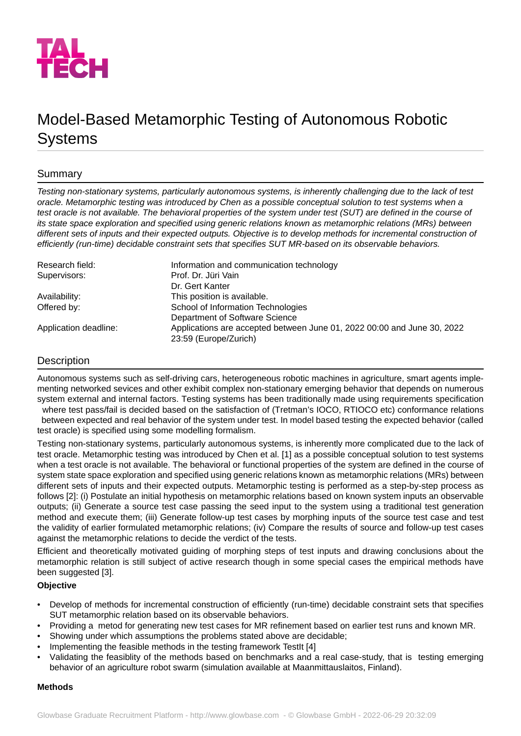# Model-Based Metamorphic Testing of Autonomous Robotic Systems

## Summary

*Testing non-stationary systems, particularly autonomous systems, is inherently challenging due to the lack of test oracle. Metamorphic testing was introduced by Chen as a possible conceptual solution to test systems when a test oracle is not available. The behavioral properties of the system under test (SUT) are defined in the course of its state space exploration and specified using generic relations known as metamorphic relations (MRs) between different sets of inputs and their expected outputs. Objective is to develop methods for incremental construction of efficiently (run-time) decidable constraint sets that specifies SUT MR-based on its observable behaviors.*

| | |
|---|---|
| Research field: | Information and communication technology |
| Supervisors: | Prof. Dr. Jüri Vain<br>Dr. Gert Kanter |
| Availability: | This position is available. |
| Offered by: | School of Information Technologies<br>Department of Software Science |
| Application deadline: | Applications are accepted between June 01, 2022 00:00 and June 30, 2022 23:59 (Europe/Zurich) |

## Description

Autonomous systems such as self-driving cars, heterogeneous robotic machines in agriculture, smart agents implementing networked sevices and other exhibit complex non-stationary emerging behavior that depends on numerous system external and internal factors. Testing systems has been traditionally made using requirements specification where test pass/fail is decided based on the satisfaction of (Tretman's IOCO, RTIOCO etc) conformance relations between expected and real behavior of the system under test. In model based testing the expected behavior (called test oracle) is specified using some modelling formalism.

Testing non-stationary systems, particularly autonomous systems, is inherently more complicated due to the lack of test oracle. Metamorphic testing was introduced by Chen et al. [1] as a possible conceptual solution to test systems when a test oracle is not available. The behavioral or functional properties of the system are defined in the course of system state space exploration and specified using generic relations known as metamorphic relations (MRs) between different sets of inputs and their expected outputs. Metamorphic testing is performed as a step-by-step process as follows [2]: (i) Postulate an initial hypothesis on metamorphic relations based on known system inputs an observable outputs; (ii) Generate a source test case passing the seed input to the system using a traditional test generation method and execute them; (iii) Generate follow-up test cases by morphing inputs of the source test case and test the validity of earlier formulated metamorphic relations; (iv) Compare the results of source and follow-up test cases against the metamorphic relations to decide the verdict of the tests.

Efficient and theoretically motivated guiding of morphing steps of test inputs and drawing conclusions about the metamorphic relation is still subject of active research though in some special cases the empirical methods have been suggested [3].

**Objective**

- Develop of methods for incremental construction of efficiently (run-time) decidable constraint sets that specifies SUT metamorphic relation based on its observable behaviors.
- Providing a metod for generating new test cases for MR refinement based on earlier test runs and known MR.
- Showing under which assumptions the problems stated above are decidable;
- Implementing the feasible methods in the testing framework TestIt [4]
- Validating the feasiblity of the methods based on benchmarks and a real case-study, that is testing emerging behavior of an agriculture robot swarm (simulation available at Maanmittauslaitos, Finland).

**Methods**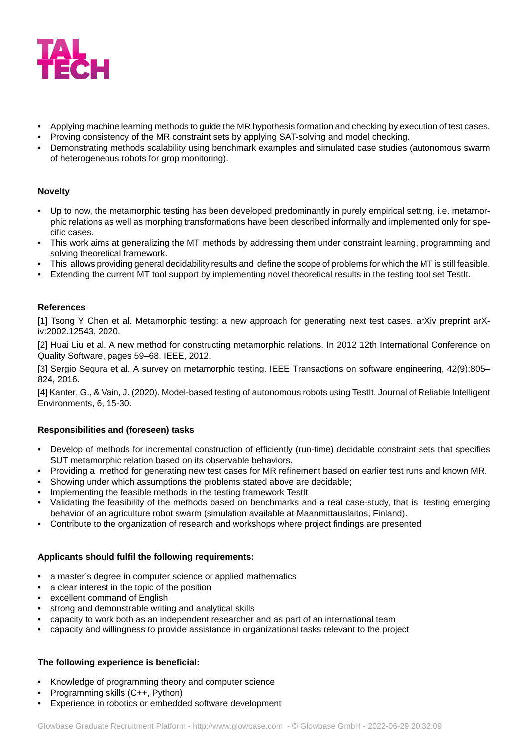- Applying machine learning methods to guide the MR hypothesis formation and checking by execution of test cases.
- Proving consistency of the MR constraint sets by applying SAT-solving and model checking.
- Demonstrating methods scalability using benchmark examples and simulated case studies (autonomous swarm of heterogeneous robots for grop monitoring).

**Novelty**

- Up to now, the metamorphic testing has been developed predominantly in purely empirical setting, i.e. metamorphic relations as well as morphing transformations have been described informally and implemented only for specific cases.
- This work aims at generalizing the MT methods by addressing them under constraint learning, programming and solving theoretical framework.
- This allows providing general decidability results and define the scope of problems for which the MT is still feasible.
- Extending the current MT tool support by implementing novel theoretical results in the testing tool set TestIt.

**References**

[1] Tsong Y Chen et al. Metamorphic testing: a new approach for generating next test cases. arXiv preprint arXiv:2002.12543, 2020.

[2] Huai Liu et al. A new method for constructing metamorphic relations. In 2012 12th International Conference on Quality Software, pages 59–68. IEEE, 2012.

[3] Sergio Segura et al. A survey on metamorphic testing. IEEE Transactions on software engineering, 42(9):805–824, 2016.

[4] Kanter, G., & Vain, J. (2020). Model-based testing of autonomous robots using TestIt. Journal of Reliable Intelligent Environments, 6, 15-30.

**Responsibilities and (foreseen) tasks**

- Develop of methods for incremental construction of efficiently (run-time) decidable constraint sets that specifies SUT metamorphic relation based on its observable behaviors.
- Providing a method for generating new test cases for MR refinement based on earlier test runs and known MR.
- Showing under which assumptions the problems stated above are decidable;
- Implementing the feasible methods in the testing framework TestIt
- Validating the feasibility of the methods based on benchmarks and a real case-study, that is testing emerging behavior of an agriculture robot swarm (simulation available at Maanmittauslaitos, Finland).
- Contribute to the organization of research and workshops where project findings are presented

**Applicants should fulfil the following requirements:**

- a master's degree in computer science or applied mathematics
- a clear interest in the topic of the position
- excellent command of English
- strong and demonstrable writing and analytical skills
- capacity to work both as an independent researcher and as part of an international team
- capacity and willingness to provide assistance in organizational tasks relevant to the project

**The following experience is beneficial:**

- Knowledge of programming theory and computer science
- Programming skills (C++, Python)
- Experience in robotics or embedded software development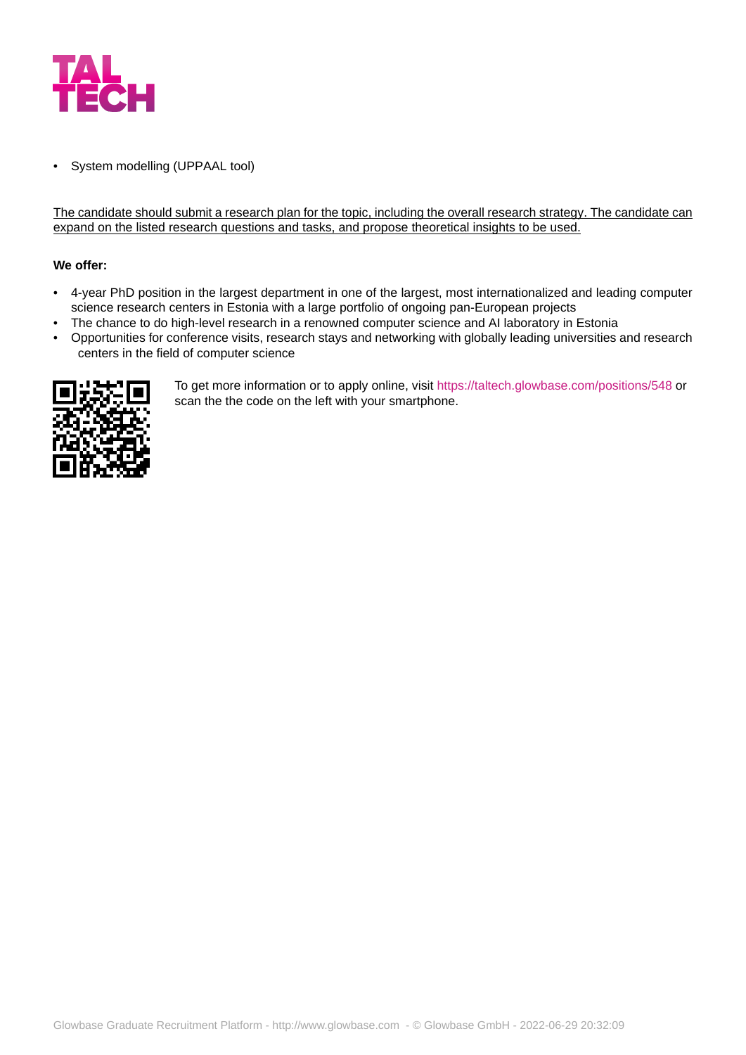- System modelling (UPPAAL tool)

<u>The candidate should submit a research plan for the topic, including the overall research strategy. The candidate can expand on the listed research questions and tasks, and propose theoretical insights to be used.</u>

**We offer:**

- 4-year PhD position in the largest department in one of the largest, most internationalized and leading computer science research centers in Estonia with a large portfolio of ongoing pan-European projects
- The chance to do high-level research in a renowned computer science and AI laboratory in Estonia
- Opportunities for conference visits, research stays and networking with globally leading universities and research centers in the field of computer science

To get more information or to apply online, visit https://taltech.glowbase.com/positions/548 or scan the the code on the left with your smartphone.